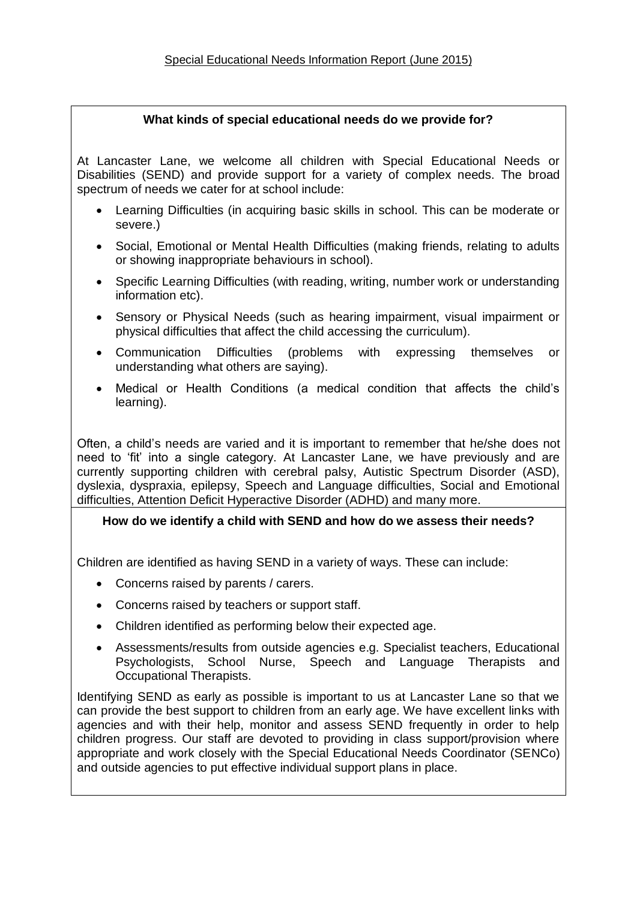# Special Educational Needs Information Report (June 2015)

### What kinds of special educational needs do we provide for?

At Lancaster Lane, we welcome all children with Special Educational Needs or Disabilities (SEND) and provide support for a variety of complex needs. The broad spectrum of needs we cater for at school include:

- Learning Difficulties (in acquiring basic skills in school. This can be moderate or severe.)
- Social, Emotional or Mental Health Difficulties (making friends, relating to adults or showing inappropriate behaviours in school).
- Specific Learning Difficulties (with reading, writing, number work or understanding information etc).
- Sensory or Physical Needs (such as hearing impairment, visual impairment or physical difficulties that affect the child accessing the curriculum).
- Communication Difficulties (problems with expressing themselves or understanding what others are saying).
- Medical or Health Conditions (a medical condition that affects the child's learning).

Often, a child's needs are varied and it is important to remember that he/she does not need to 'fit' into a single category. At Lancaster Lane, we have previously and are currently supporting children with cerebral palsy, Autistic Spectrum Disorder (ASD), dyslexia, dyspraxia, epilepsy, Speech and Language difficulties, Social and Emotional difficulties, Attention Deficit Hyperactive Disorder (ADHD) and many more.

### How do we identify a child with SEND and how do we assess their needs?

Children are identified as having SEND in a variety of ways. These can include:

- Concerns raised by parents / carers.
- Concerns raised by teachers or support staff.
- Children identified as performing below their expected age.
- Assessments/results from outside agencies e.g. Specialist teachers, Educational Psychologists, School Nurse, Speech and Language Therapists and Occupational Therapists.

Identifying SEND as early as possible is important to us at Lancaster Lane so that we can provide the best support to children from an early age. We have excellent links with agencies and with their help, monitor and assess SEND frequently in order to help children progress. Our staff are devoted to providing in class support/provision where appropriate and work closely with the Special Educational Needs Coordinator (SENCo) and outside agencies to put effective individual support plans in place.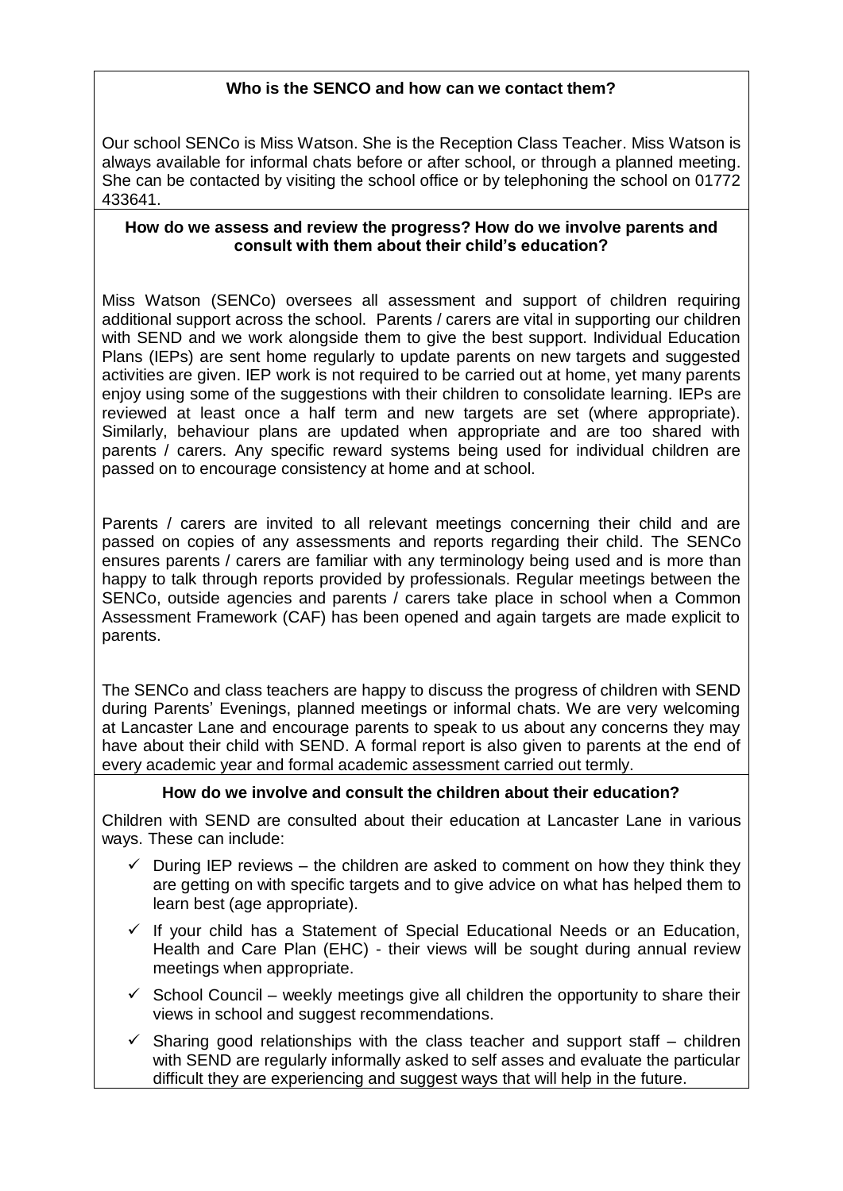### Who is the SENCO and how can we contact them?

Our school SENCo is Miss Watson. She is the Reception Class Teacher. Miss Watson is always available for informal chats before or after school, or through a planned meeting. She can be contacted by visiting the school office or by telephoning the school on 01772 433641.

### How do we assess and review the progress? How do we involve parents and consult with them about their child's education?

Miss Watson (SENCo) oversees all assessment and support of children requiring additional support across the school. Parents / carers are vital in supporting our children with SEND and we work alongside them to give the best support. Individual Education Plans (IEPs) are sent home regularly to update parents on new targets and suggested activities are given. IEP work is not required to be carried out at home, yet many parents enjoy using some of the suggestions with their children to consolidate learning. IEPs are reviewed at least once a half term and new targets are set (where appropriate). Similarly, behaviour plans are updated when appropriate and are too shared with parents / carers. Any specific reward systems being used for individual children are passed on to encourage consistency at home and at school.

Parents / carers are invited to all relevant meetings concerning their child and are passed on copies of any assessments and reports regarding their child. The SENCo ensures parents / carers are familiar with any terminology being used and is more than happy to talk through reports provided by professionals. Regular meetings between the SENCo, outside agencies and parents / carers take place in school when a Common Assessment Framework (CAF) has been opened and again targets are made explicit to parents.

The SENCo and class teachers are happy to discuss the progress of children with SEND during Parents' Evenings, planned meetings or informal chats. We are very welcoming at Lancaster Lane and encourage parents to speak to us about any concerns they may have about their child with SEND. A formal report is also given to parents at the end of every academic year and formal academic assessment carried out termly.

### How do we involve and consult the children about their education?

Children with SEND are consulted about their education at Lancaster Lane in various ways. These can include:

- ✓ During IEP reviews – the children are asked to comment on how they think they are getting on with specific targets and to give advice on what has helped them to learn best (age appropriate).
- ✓ If your child has a Statement of Special Educational Needs or an Education, Health and Care Plan (EHC) - their views will be sought during annual review meetings when appropriate.
- ✓ School Council – weekly meetings give all children the opportunity to share their views in school and suggest recommendations.
- ✓ Sharing good relationships with the class teacher and support staff – children with SEND are regularly informally asked to self asses and evaluate the particular difficult they are experiencing and suggest ways that will help in the future.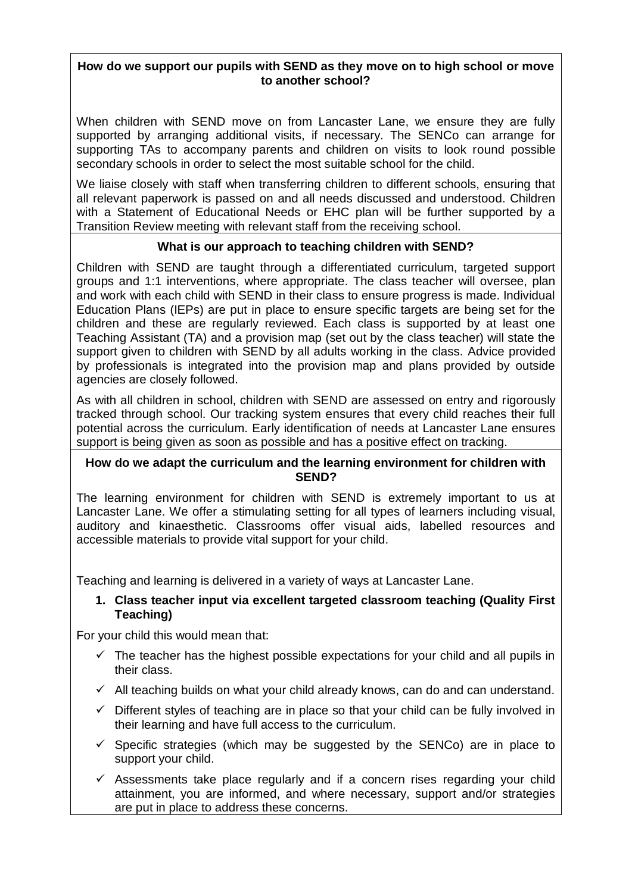**How do we support our pupils with SEND as they move on to high school or move to another school?**

When children with SEND move on from Lancaster Lane, we ensure they are fully supported by arranging additional visits, if necessary. The SENCo can arrange for supporting TAs to accompany parents and children on visits to look round possible secondary schools in order to select the most suitable school for the child.

We liaise closely with staff when transferring children to different schools, ensuring that all relevant paperwork is passed on and all needs discussed and understood. Children with a Statement of Educational Needs or EHC plan will be further supported by a Transition Review meeting with relevant staff from the receiving school.

**What is our approach to teaching children with SEND?**

Children with SEND are taught through a differentiated curriculum, targeted support groups and 1:1 interventions, where appropriate. The class teacher will oversee, plan and work with each child with SEND in their class to ensure progress is made. Individual Education Plans (IEPs) are put in place to ensure specific targets are being set for the children and these are regularly reviewed. Each class is supported by at least one Teaching Assistant (TA) and a provision map (set out by the class teacher) will state the support given to children with SEND by all adults working in the class. Advice provided by professionals is integrated into the provision map and plans provided by outside agencies are closely followed.

As with all children in school, children with SEND are assessed on entry and rigorously tracked through school. Our tracking system ensures that every child reaches their full potential across the curriculum. Early identification of needs at Lancaster Lane ensures support is being given as soon as possible and has a positive effect on tracking.

**How do we adapt the curriculum and the learning environment for children with SEND?**

The learning environment for children with SEND is extremely important to us at Lancaster Lane. We offer a stimulating setting for all types of learners including visual, auditory and kinaesthetic. Classrooms offer visual aids, labelled resources and accessible materials to provide vital support for your child.

Teaching and learning is delivered in a variety of ways at Lancaster Lane.

1. **Class teacher input via excellent targeted classroom teaching (Quality First Teaching)**

For your child this would mean that:

- ✓ The teacher has the highest possible expectations for your child and all pupils in their class.
- ✓ All teaching builds on what your child already knows, can do and can understand.
- ✓ Different styles of teaching are in place so that your child can be fully involved in their learning and have full access to the curriculum.
- ✓ Specific strategies (which may be suggested by the SENCo) are in place to support your child.
- ✓ Assessments take place regularly and if a concern rises regarding your child attainment, you are informed, and where necessary, support and/or strategies are put in place to address these concerns.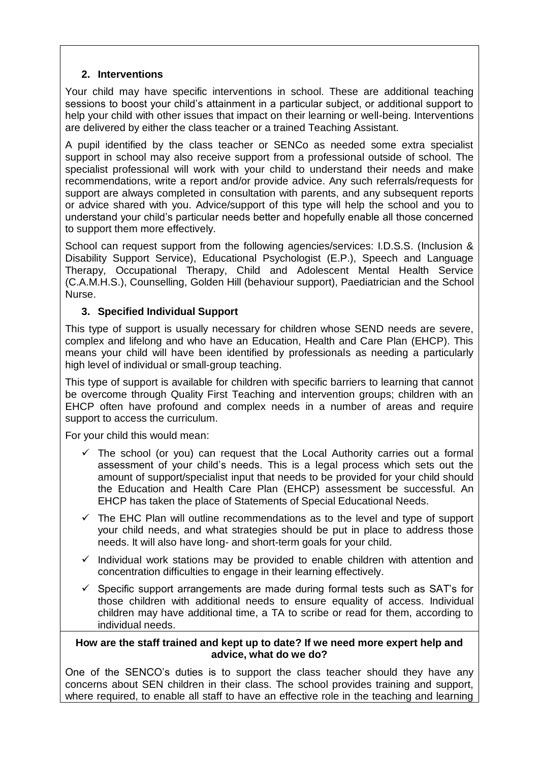### 2. Interventions

Your child may have specific interventions in school. These are additional teaching sessions to boost your child's attainment in a particular subject, or additional support to help your child with other issues that impact on their learning or well-being. Interventions are delivered by either the class teacher or a trained Teaching Assistant.

A pupil identified by the class teacher or SENCo as needed some extra specialist support in school may also receive support from a professional outside of school. The specialist professional will work with your child to understand their needs and make recommendations, write a report and/or provide advice. Any such referrals/requests for support are always completed in consultation with parents, and any subsequent reports or advice shared with you. Advice/support of this type will help the school and you to understand your child's particular needs better and hopefully enable all those concerned to support them more effectively.

School can request support from the following agencies/services: I.D.S.S. (Inclusion & Disability Support Service), Educational Psychologist (E.P.), Speech and Language Therapy, Occupational Therapy, Child and Adolescent Mental Health Service (C.A.M.H.S.), Counselling, Golden Hill (behaviour support), Paediatrician and the School Nurse.

### 3. Specified Individual Support

This type of support is usually necessary for children whose SEND needs are severe, complex and lifelong and who have an Education, Health and Care Plan (EHCP). This means your child will have been identified by professionals as needing a particularly high level of individual or small-group teaching.

This type of support is available for children with specific barriers to learning that cannot be overcome through Quality First Teaching and intervention groups; children with an EHCP often have profound and complex needs in a number of areas and require support to access the curriculum.

For your child this would mean:

- ✓ The school (or you) can request that the Local Authority carries out a formal assessment of your child's needs. This is a legal process which sets out the amount of support/specialist input that needs to be provided for your child should the Education and Health Care Plan (EHCP) assessment be successful. An EHCP has taken the place of Statements of Special Educational Needs.
- ✓ The EHC Plan will outline recommendations as to the level and type of support your child needs, and what strategies should be put in place to address those needs. It will also have long- and short-term goals for your child.
- ✓ Individual work stations may be provided to enable children with attention and concentration difficulties to engage in their learning effectively.
- ✓ Specific support arrangements are made during formal tests such as SAT's for those children with additional needs to ensure equality of access. Individual children may have additional time, a TA to scribe or read for them, according to individual needs.

**How are the staff trained and kept up to date? If we need more expert help and advice, what do we do?**

One of the SENCO's duties is to support the class teacher should they have any concerns about SEN children in their class. The school provides training and support, where required, to enable all staff to have an effective role in the teaching and learning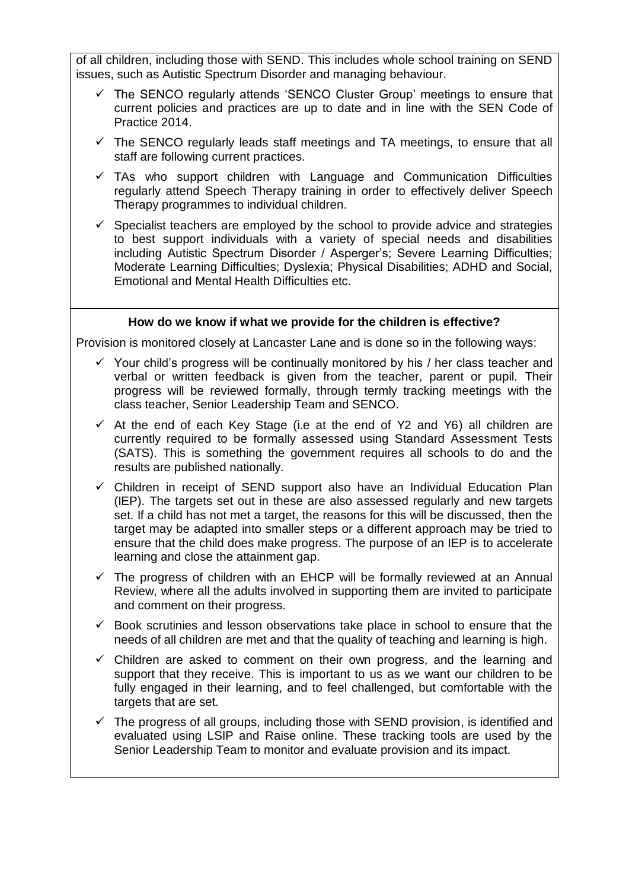of all children, including those with SEND. This includes whole school training on SEND issues, such as Autistic Spectrum Disorder and managing behaviour.

- ✓ The SENCO regularly attends 'SENCO Cluster Group' meetings to ensure that current policies and practices are up to date and in line with the SEN Code of Practice 2014.
- ✓ The SENCO regularly leads staff meetings and TA meetings, to ensure that all staff are following current practices.
- ✓ TAs who support children with Language and Communication Difficulties regularly attend Speech Therapy training in order to effectively deliver Speech Therapy programmes to individual children.
- ✓ Specialist teachers are employed by the school to provide advice and strategies to best support individuals with a variety of special needs and disabilities including Autistic Spectrum Disorder / Asperger's; Severe Learning Difficulties; Moderate Learning Difficulties; Dyslexia; Physical Disabilities; ADHD and Social, Emotional and Mental Health Difficulties etc.

**How do we know if what we provide for the children is effective?**

Provision is monitored closely at Lancaster Lane and is done so in the following ways:

- ✓ Your child's progress will be continually monitored by his / her class teacher and verbal or written feedback is given from the teacher, parent or pupil. Their progress will be reviewed formally, through termly tracking meetings with the class teacher, Senior Leadership Team and SENCO.
- ✓ At the end of each Key Stage (i.e at the end of Y2 and Y6) all children are currently required to be formally assessed using Standard Assessment Tests (SATS). This is something the government requires all schools to do and the results are published nationally.
- ✓ Children in receipt of SEND support also have an Individual Education Plan (IEP). The targets set out in these are also assessed regularly and new targets set. If a child has not met a target, the reasons for this will be discussed, then the target may be adapted into smaller steps or a different approach may be tried to ensure that the child does make progress. The purpose of an IEP is to accelerate learning and close the attainment gap.
- ✓ The progress of children with an EHCP will be formally reviewed at an Annual Review, where all the adults involved in supporting them are invited to participate and comment on their progress.
- ✓ Book scrutinies and lesson observations take place in school to ensure that the needs of all children are met and that the quality of teaching and learning is high.
- ✓ Children are asked to comment on their own progress, and the learning and support that they receive. This is important to us as we want our children to be fully engaged in their learning, and to feel challenged, but comfortable with the targets that are set.
- ✓ The progress of all groups, including those with SEND provision, is identified and evaluated using LSIP and Raise online. These tracking tools are used by the Senior Leadership Team to monitor and evaluate provision and its impact.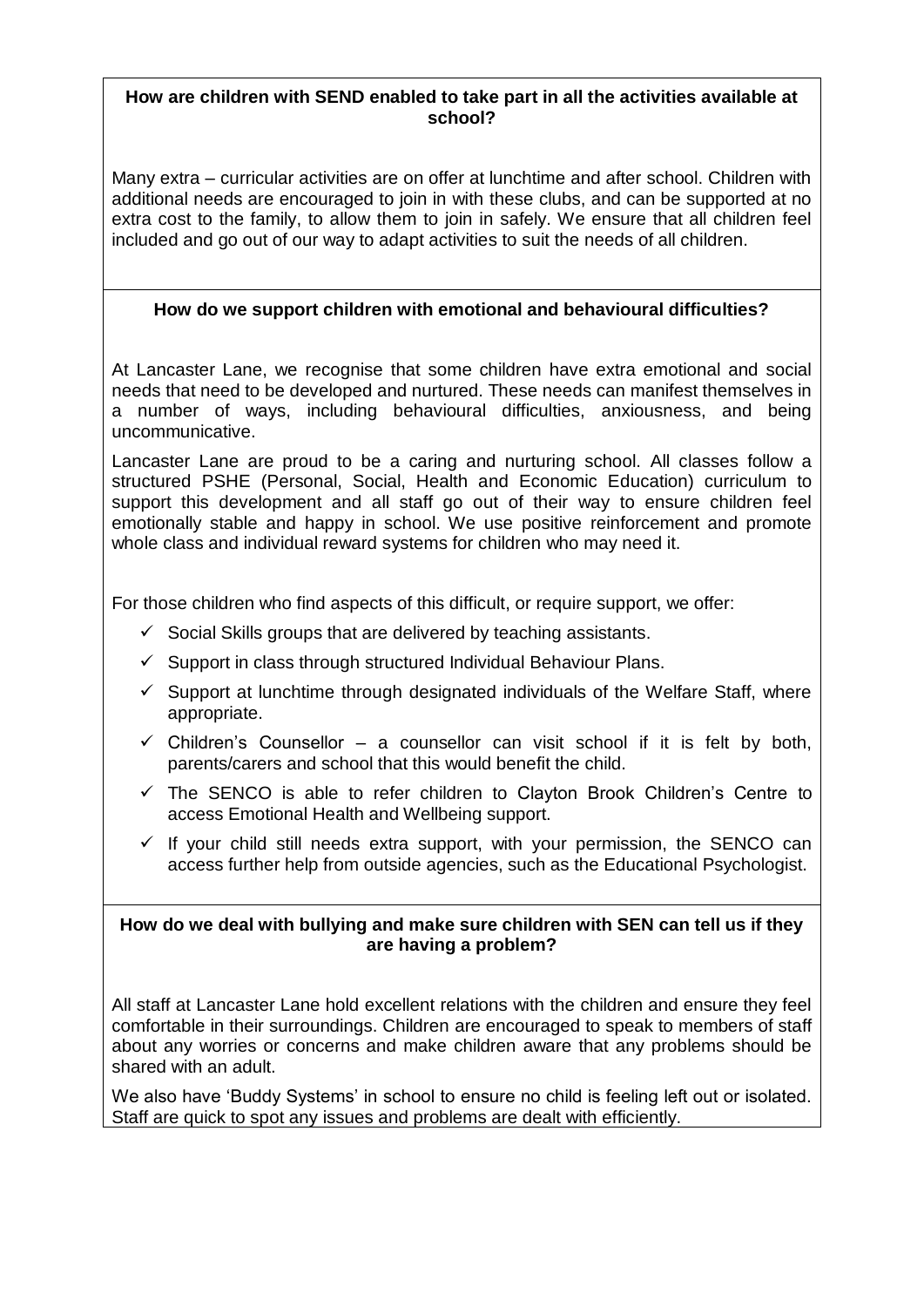### How are children with SEND enabled to take part in all the activities available at school?

Many extra – curricular activities are on offer at lunchtime and after school. Children with additional needs are encouraged to join in with these clubs, and can be supported at no extra cost to the family, to allow them to join in safely. We ensure that all children feel included and go out of our way to adapt activities to suit the needs of all children.

### How do we support children with emotional and behavioural difficulties?

At Lancaster Lane, we recognise that some children have extra emotional and social needs that need to be developed and nurtured. These needs can manifest themselves in a number of ways, including behavioural difficulties, anxiousness, and being uncommunicative.

Lancaster Lane are proud to be a caring and nurturing school. All classes follow a structured PSHE (Personal, Social, Health and Economic Education) curriculum to support this development and all staff go out of their way to ensure children feel emotionally stable and happy in school. We use positive reinforcement and promote whole class and individual reward systems for children who may need it.

For those children who find aspects of this difficult, or require support, we offer:

- ✓ Social Skills groups that are delivered by teaching assistants.
- ✓ Support in class through structured Individual Behaviour Plans.
- ✓ Support at lunchtime through designated individuals of the Welfare Staff, where appropriate.
- ✓ Children's Counsellor – a counsellor can visit school if it is felt by both, parents/carers and school that this would benefit the child.
- ✓ The SENCO is able to refer children to Clayton Brook Children's Centre to access Emotional Health and Wellbeing support.
- ✓ If your child still needs extra support, with your permission, the SENCO can access further help from outside agencies, such as the Educational Psychologist.

### How do we deal with bullying and make sure children with SEN can tell us if they are having a problem?

All staff at Lancaster Lane hold excellent relations with the children and ensure they feel comfortable in their surroundings. Children are encouraged to speak to members of staff about any worries or concerns and make children aware that any problems should be shared with an adult.

We also have 'Buddy Systems' in school to ensure no child is feeling left out or isolated. Staff are quick to spot any issues and problems are dealt with efficiently.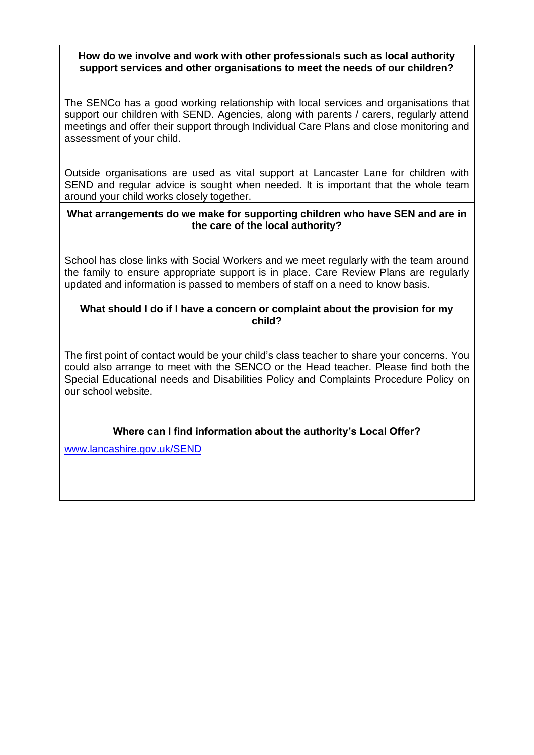**How do we involve and work with other professionals such as local authority support services and other organisations to meet the needs of our children?**

The SENCo has a good working relationship with local services and organisations that support our children with SEND. Agencies, along with parents / carers, regularly attend meetings and offer their support through Individual Care Plans and close monitoring and assessment of your child.

Outside organisations are used as vital support at Lancaster Lane for children with SEND and regular advice is sought when needed. It is important that the whole team around your child works closely together.

**What arrangements do we make for supporting children who have SEN and are in the care of the local authority?**

School has close links with Social Workers and we meet regularly with the team around the family to ensure appropriate support is in place. Care Review Plans are regularly updated and information is passed to members of staff on a need to know basis.

**What should I do if I have a concern or complaint about the provision for my child?**

The first point of contact would be your child's class teacher to share your concerns. You could also arrange to meet with the SENCO or the Head teacher. Please find both the Special Educational needs and Disabilities Policy and Complaints Procedure Policy on our school website.

**Where can I find information about the authority's Local Offer?**

www.lancashire.gov.uk/SEND